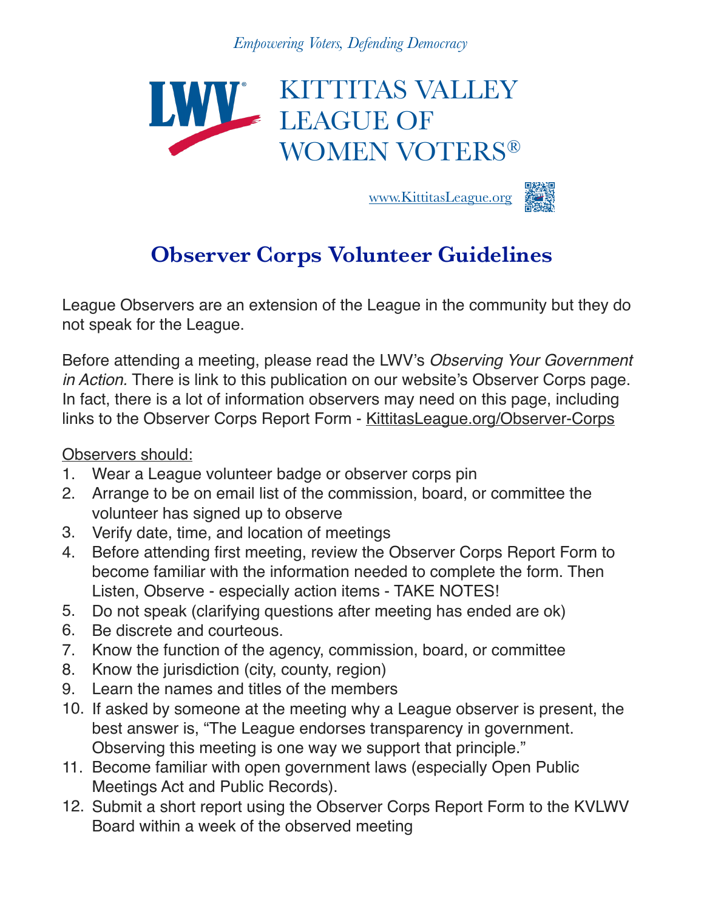*Empowering Voters, Defending Democracy*

# KITTITAS VALLEY LEAGUE OF WOMEN VOTERS®

www.KittitasLeague.org

## Observer Corps Volunteer Guidelines

League Observers are an extension of the League in the community but they do not speak for the League.

Before attending a meeting, please read the LWV's *Observing Your Government in Action.* There is link to this publication on our website's Observer Corps page. In fact, there is a lot of information observers may need on this page, including links to the Observer Corps Report Form - KittitasLeague.org/Observer-Corps

Observers should:

1. Wear a League volunteer badge or observer corps pin
2. Arrange to be on email list of the commission, board, or committee the volunteer has signed up to observe
3. Verify date, time, and location of meetings
4. Before attending first meeting, review the Observer Corps Report Form to become familiar with the information needed to complete the form. Then Listen, Observe - especially action items - TAKE NOTES!
5. Do not speak (clarifying questions after meeting has ended are ok)
6. Be discrete and courteous.
7. Know the function of the agency, commission, board, or committee
8. Know the jurisdiction (city, county, region)
9. Learn the names and titles of the members
10. If asked by someone at the meeting why a League observer is present, the best answer is, "The League endorses transparency in government. Observing this meeting is one way we support that principle."
11. Become familiar with open government laws (especially Open Public Meetings Act and Public Records).
12. Submit a short report using the Observer Corps Report Form to the KVLWV Board within a week of the observed meeting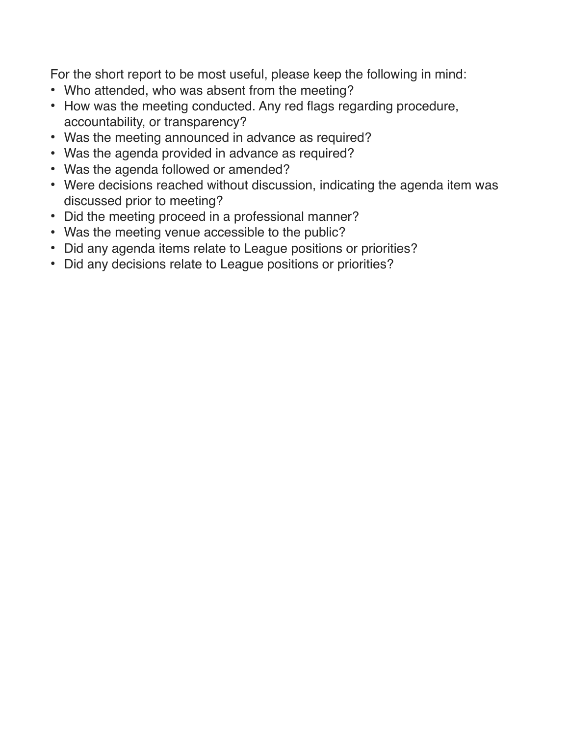For the short report to be most useful, please keep the following in mind:

- Who attended, who was absent from the meeting?
- How was the meeting conducted. Any red flags regarding procedure, accountability, or transparency?
- Was the meeting announced in advance as required?
- Was the agenda provided in advance as required?
- Was the agenda followed or amended?
- Were decisions reached without discussion, indicating the agenda item was discussed prior to meeting?
- Did the meeting proceed in a professional manner?
- Was the meeting venue accessible to the public?
- Did any agenda items relate to League positions or priorities?
- Did any decisions relate to League positions or priorities?